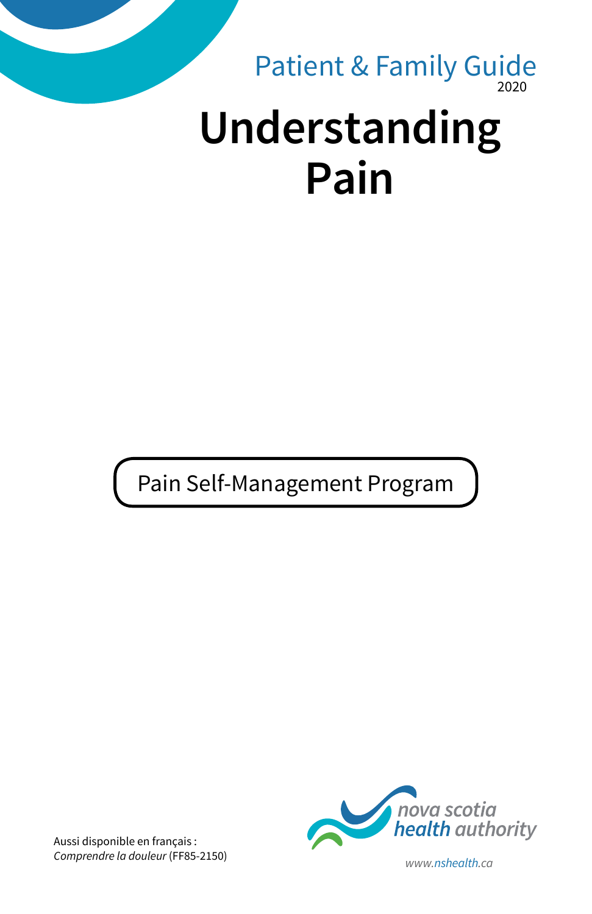Patient & Family Guide
2020

# Understanding Pain

Pain Self-Management Program

nova scotia health authority

www.nshealth.ca

Aussi disponible en français :
*Comprendre la douleur* (FF85-2150)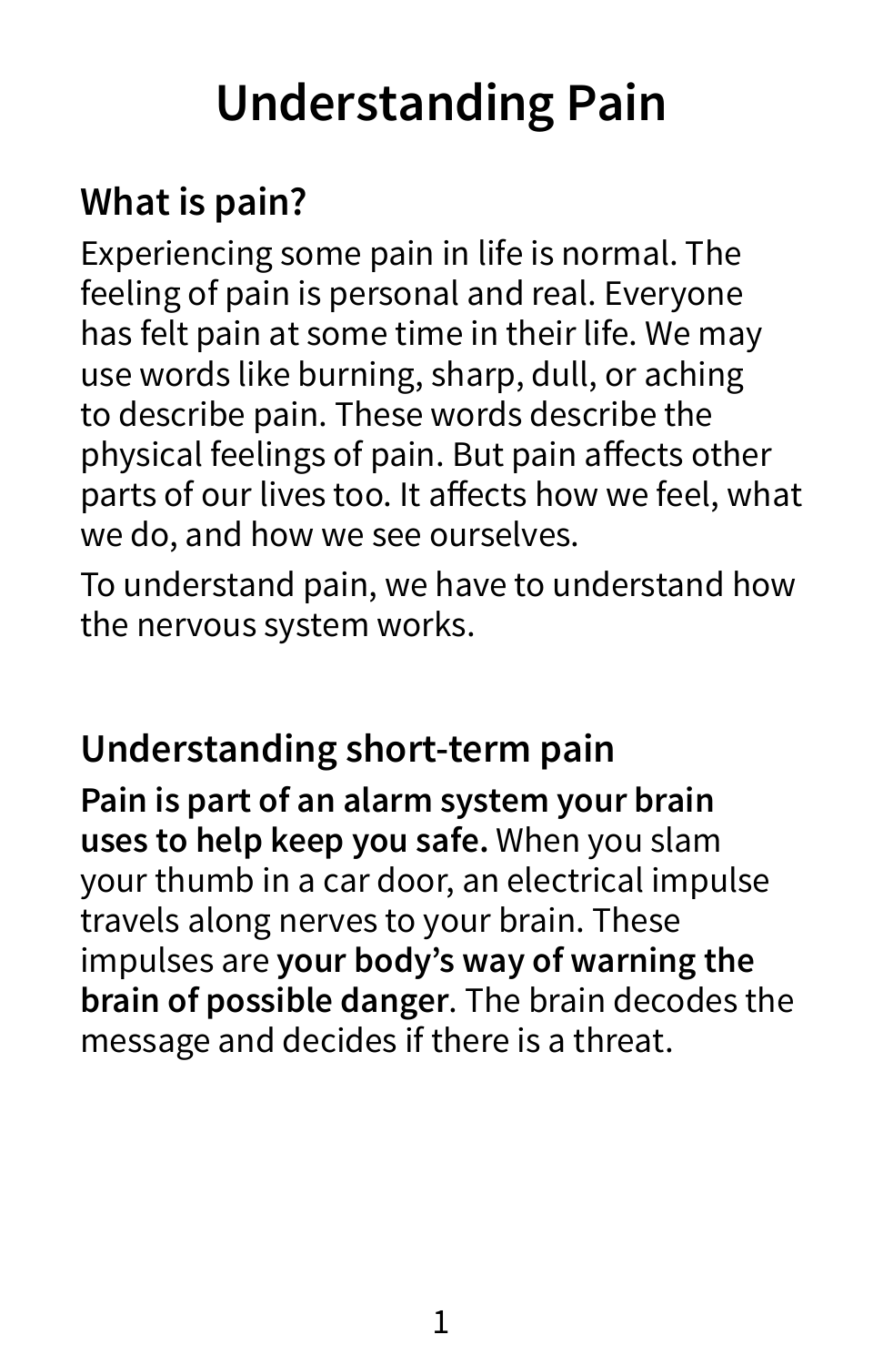# Understanding Pain

## What is pain?

Experiencing some pain in life is normal. The feeling of pain is personal and real. Everyone has felt pain at some time in their life. We may use words like burning, sharp, dull, or aching to describe pain. These words describe the physical feelings of pain. But pain affects other parts of our lives too. It affects how we feel, what we do, and how we see ourselves.

To understand pain, we have to understand how the nervous system works.

## Understanding short-term pain

**Pain is part of an alarm system your brain uses to help keep you safe.** When you slam your thumb in a car door, an electrical impulse travels along nerves to your brain. These impulses are **your body's way of warning the brain of possible danger**. The brain decodes the message and decides if there is a threat.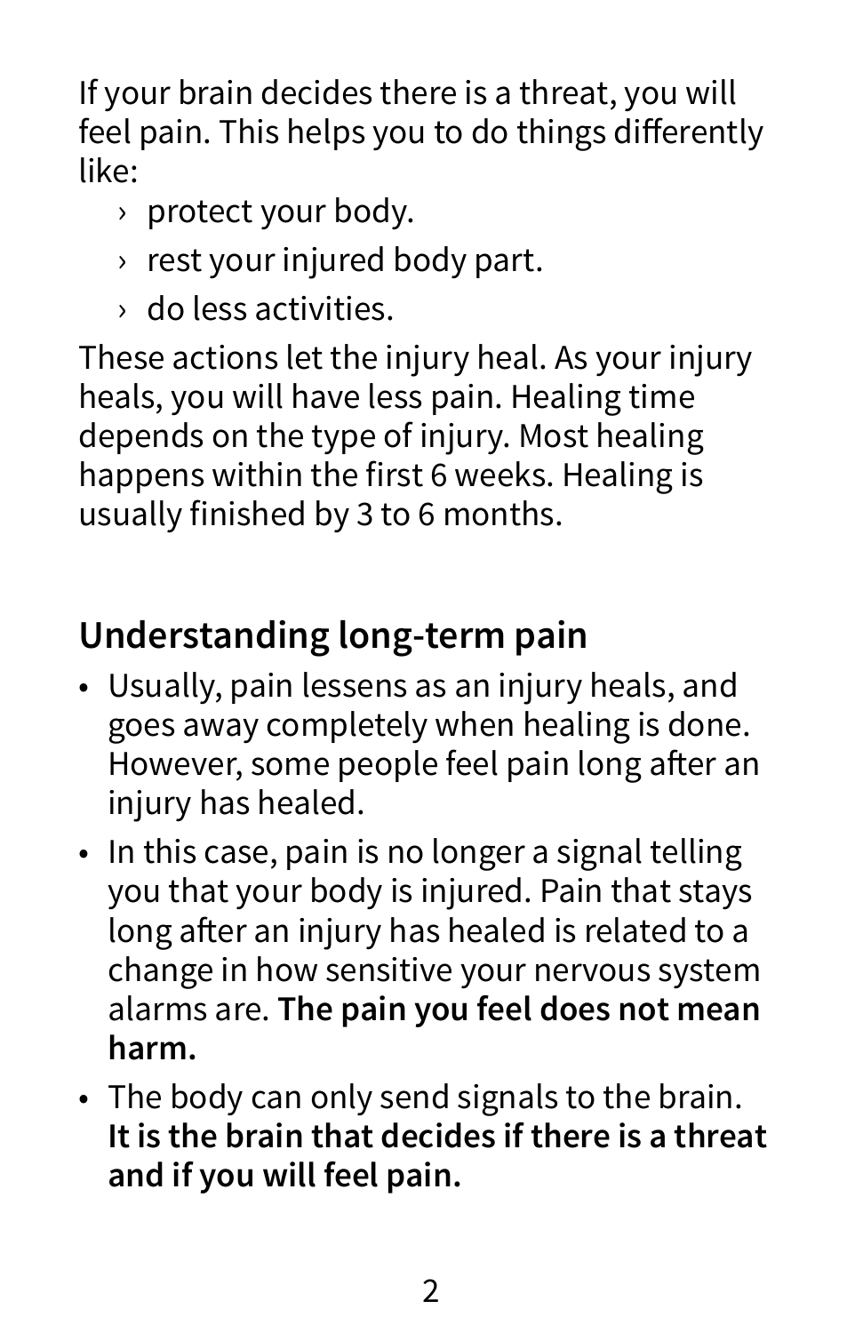If your brain decides there is a threat, you will feel pain. This helps you to do things differently like:

- protect your body.
- rest your injured body part.
- do less activities.

These actions let the injury heal. As your injury heals, you will have less pain. Healing time depends on the type of injury. Most healing happens within the first 6 weeks. Healing is usually finished by 3 to 6 months.

## Understanding long-term pain

- Usually, pain lessens as an injury heals, and goes away completely when healing is done. However, some people feel pain long after an injury has healed.
- In this case, pain is no longer a signal telling you that your body is injured. Pain that stays long after an injury has healed is related to a change in how sensitive your nervous system alarms are. **The pain you feel does not mean harm.**
- The body can only send signals to the brain. **It is the brain that decides if there is a threat and if you will feel pain.**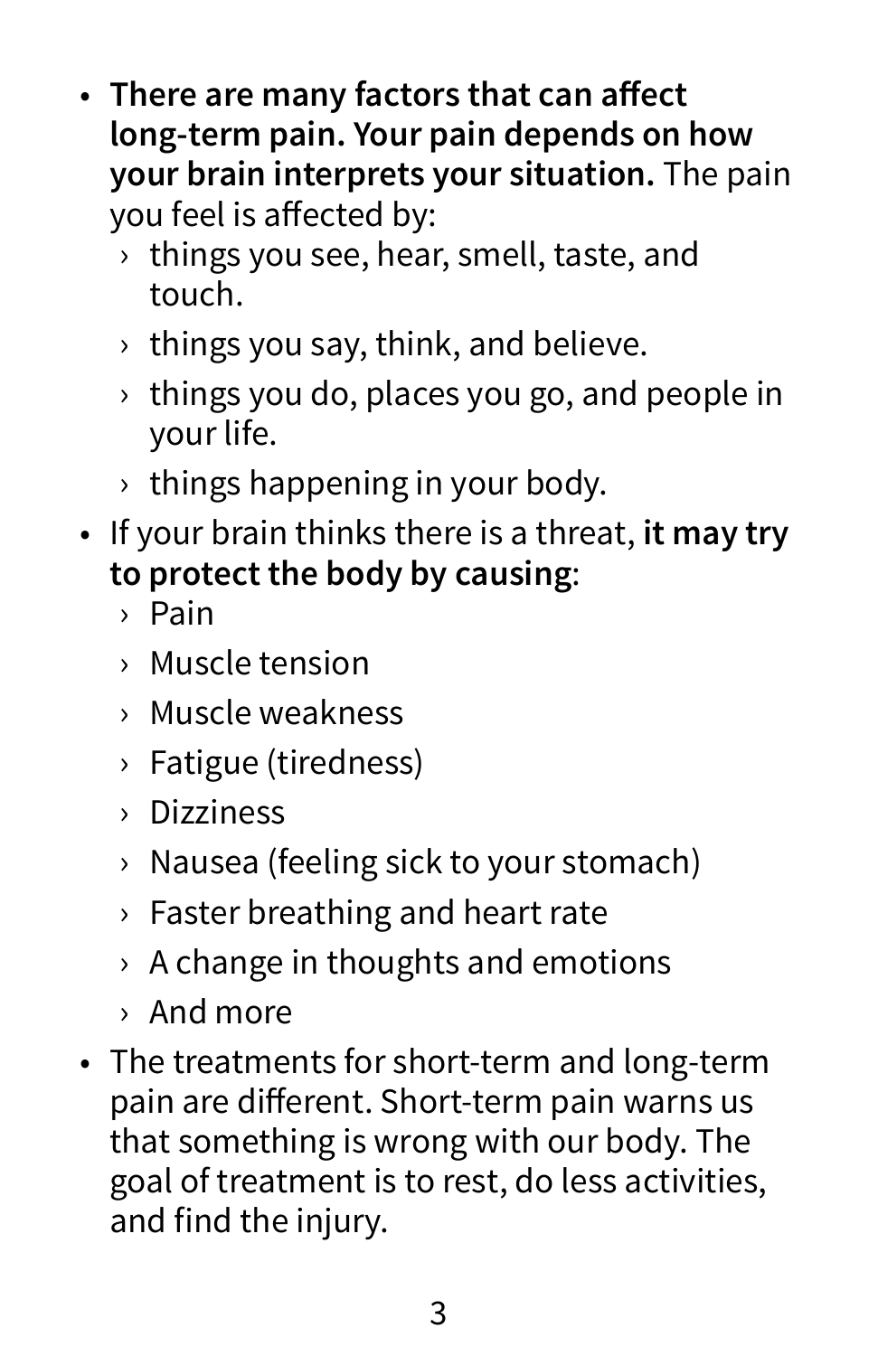- **There are many factors that can affect long-term pain. Your pain depends on how your brain interprets your situation.** The pain you feel is affected by:
  - things you see, hear, smell, taste, and touch.
  - things you say, think, and believe.
  - things you do, places you go, and people in your life.
  - things happening in your body.
- If your brain thinks there is a threat, **it may try to protect the body by causing**:
  - Pain
  - Muscle tension
  - Muscle weakness
  - Fatigue (tiredness)
  - Dizziness
  - Nausea (feeling sick to your stomach)
  - Faster breathing and heart rate
  - A change in thoughts and emotions
  - And more
- The treatments for short-term and long-term pain are different. Short-term pain warns us that something is wrong with our body. The goal of treatment is to rest, do less activities, and find the injury.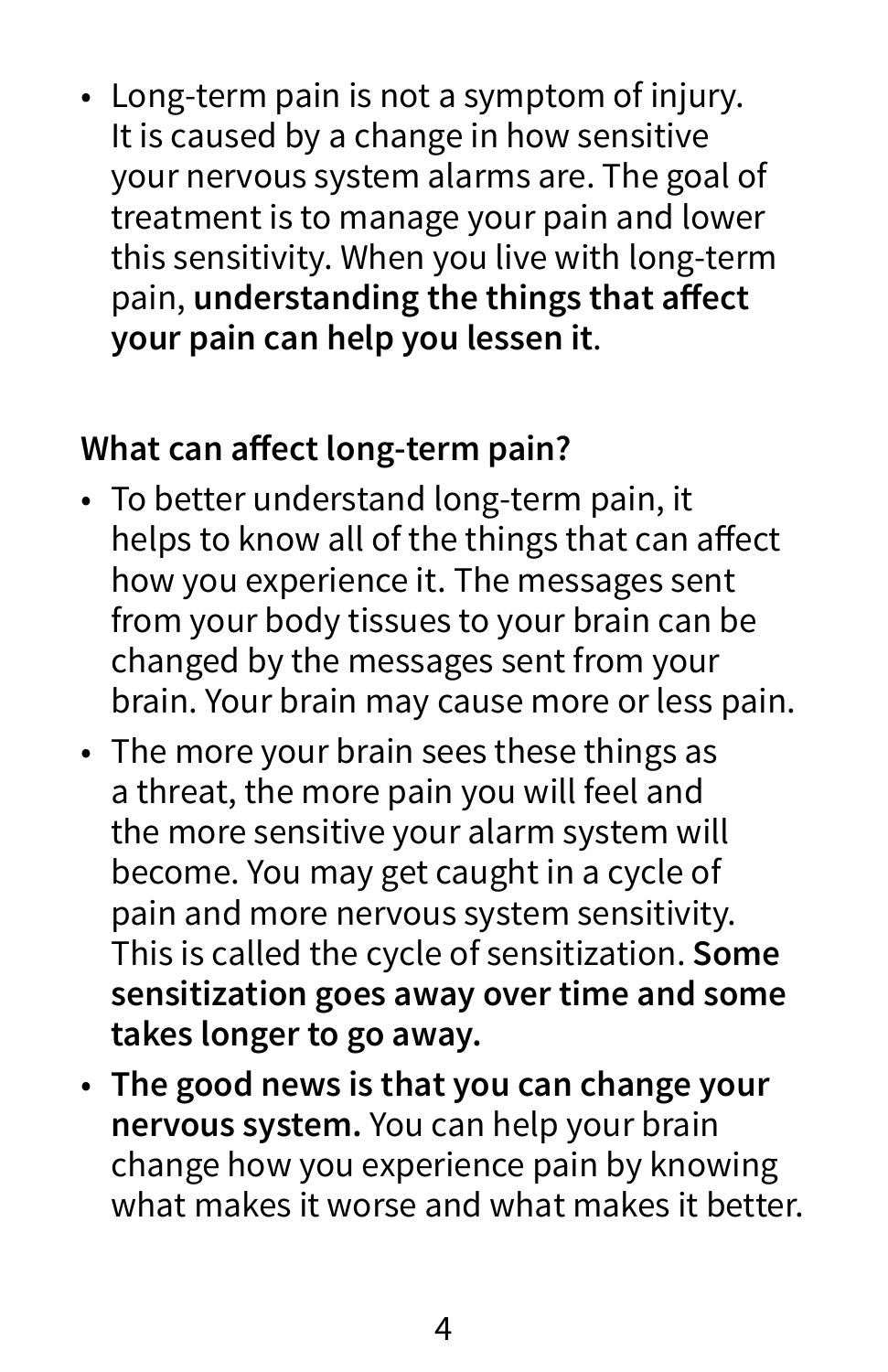- Long-term pain is not a symptom of injury. It is caused by a change in how sensitive your nervous system alarms are. The goal of treatment is to manage your pain and lower this sensitivity. When you live with long-term pain, **understanding the things that affect your pain can help you lessen it**.

## What can affect long-term pain?

- To better understand long-term pain, it helps to know all of the things that can affect how you experience it. The messages sent from your body tissues to your brain can be changed by the messages sent from your brain. Your brain may cause more or less pain.
- The more your brain sees these things as a threat, the more pain you will feel and the more sensitive your alarm system will become. You may get caught in a cycle of pain and more nervous system sensitivity. This is called the cycle of sensitization. **Some sensitization goes away over time and some takes longer to go away.**
- **The good news is that you can change your nervous system.** You can help your brain change how you experience pain by knowing what makes it worse and what makes it better.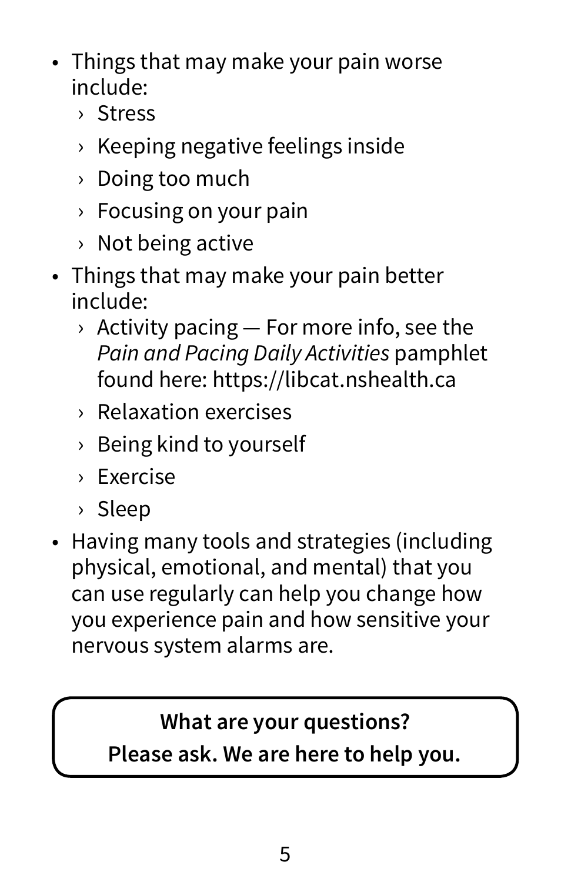- Things that may make your pain worse include:
  - Stress
  - Keeping negative feelings inside
  - Doing too much
  - Focusing on your pain
  - Not being active
- Things that may make your pain better include:
  - Activity pacing — For more info, see the *Pain and Pacing Daily Activities* pamphlet found here: https://libcat.nshealth.ca
  - Relaxation exercises
  - Being kind to yourself
  - Exercise
  - Sleep
- Having many tools and strategies (including physical, emotional, and mental) that you can use regularly can help you change how you experience pain and how sensitive your nervous system alarms are.

**What are your questions?**
**Please ask. We are here to help you.**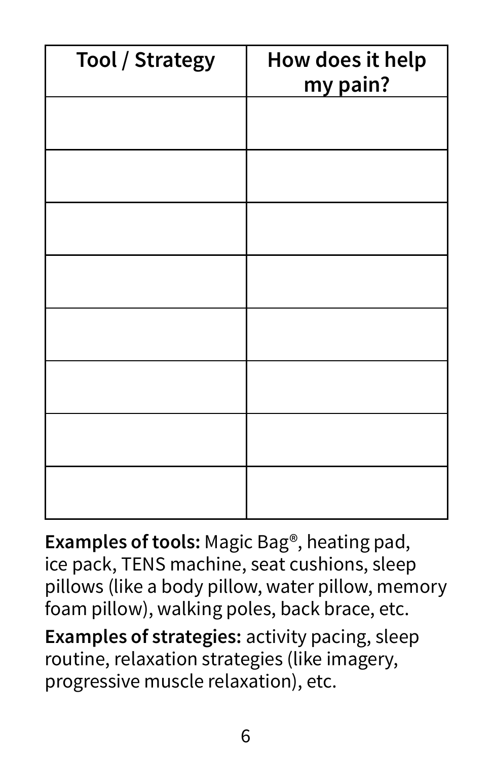| Tool / Strategy | How does it help my pain? |
| --- | --- |
| | |
| | |
| | |
| | |
| | |
| | |
| | |
| | |

**Examples of tools:** Magic Bag®, heating pad, ice pack, TENS machine, seat cushions, sleep pillows (like a body pillow, water pillow, memory foam pillow), walking poles, back brace, etc.

**Examples of strategies:** activity pacing, sleep routine, relaxation strategies (like imagery, progressive muscle relaxation), etc.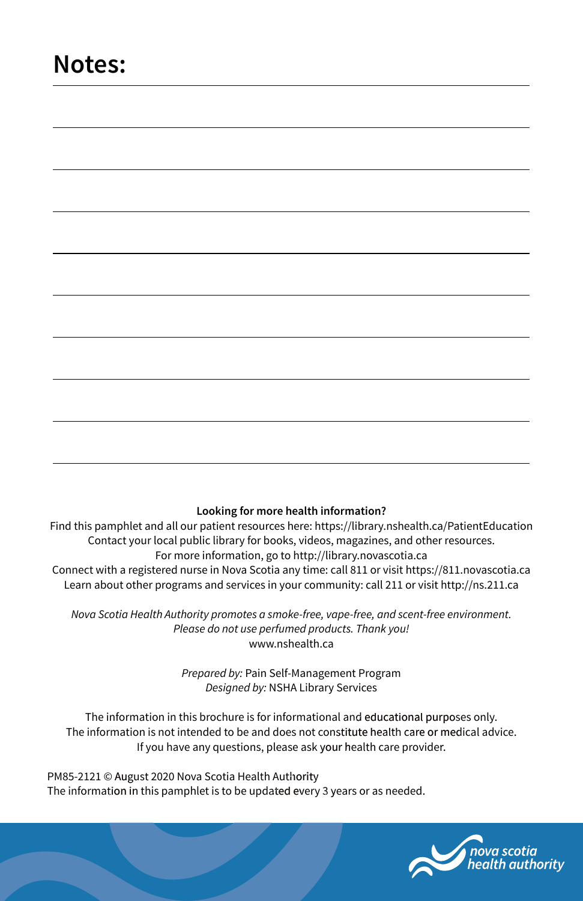## Notes:

**Looking for more health information?**

Find this pamphlet and all our patient resources here: https://library.nshealth.ca/PatientEducation
Contact your local public library for books, videos, magazines, and other resources.
For more information, go to http://library.novascotia.ca
Connect with a registered nurse in Nova Scotia any time: call 811 or visit https://811.novascotia.ca
Learn about other programs and services in your community: call 211 or visit http://ns.211.ca

*Nova Scotia Health Authority promotes a smoke-free, vape-free, and scent-free environment.*
*Please do not use perfumed products. Thank you!*
www.nshealth.ca

*Prepared by:* Pain Self-Management Program
*Designed by:* NSHA Library Services

The information in this brochure is for informational and educational purposes only.
The information is not intended to be and does not constitute health care or medical advice.
If you have any questions, please ask your health care provider.

PM85-2121 © August 2020 Nova Scotia Health Authority
The information in this pamphlet is to be updated every 3 years or as needed.

nova scotia health authority